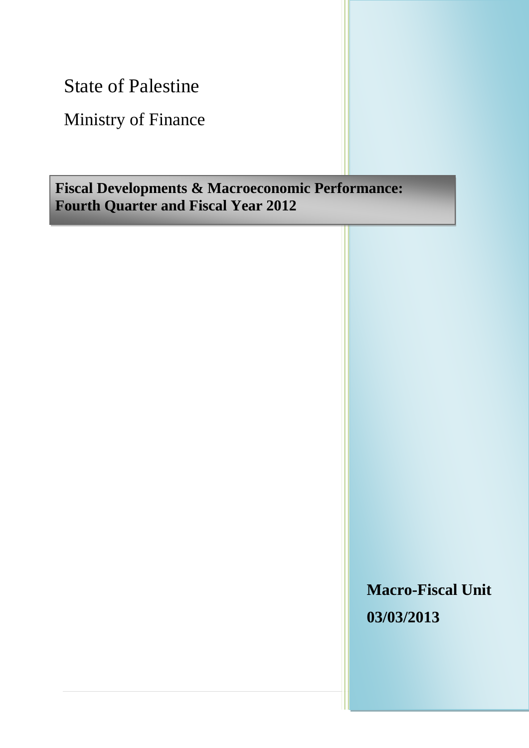State of Palestine

Ministry of Finance

# Fiscal Developments & Macroeconomic Performance: Fourth Quarter and Fiscal Year 2012

**Macro-Fiscal Unit**

**03/03/2013**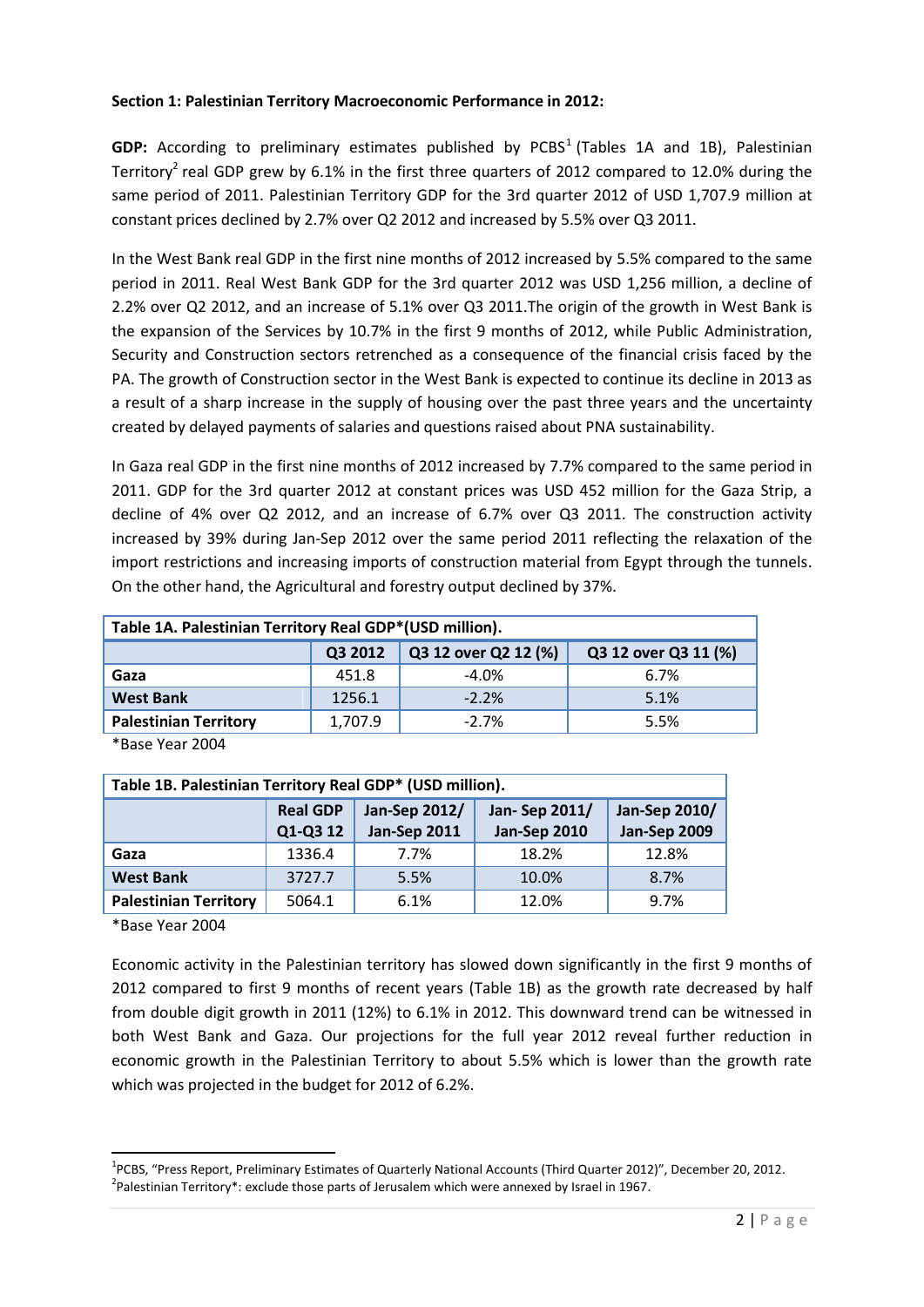**Section 1: Palestinian Territory Macroeconomic Performance in 2012:**

**GDP:** According to preliminary estimates published by PCBS[1] (Tables 1A and 1B), Palestinian Territory[2] real GDP grew by 6.1% in the first three quarters of 2012 compared to 12.0% during the same period of 2011. Palestinian Territory GDP for the 3rd quarter 2012 of USD 1,707.9 million at constant prices declined by 2.7% over Q2 2012 and increased by 5.5% over Q3 2011.

In the West Bank real GDP in the first nine months of 2012 increased by 5.5% compared to the same period in 2011. Real West Bank GDP for the 3rd quarter 2012 was USD 1,256 million, a decline of 2.2% over Q2 2012, and an increase of 5.1% over Q3 2011.The origin of the growth in West Bank is the expansion of the Services by 10.7% in the first 9 months of 2012, while Public Administration, Security and Construction sectors retrenched as a consequence of the financial crisis faced by the PA. The growth of Construction sector in the West Bank is expected to continue its decline in 2013 as a result of a sharp increase in the supply of housing over the past three years and the uncertainty created by delayed payments of salaries and questions raised about PNA sustainability.

In Gaza real GDP in the first nine months of 2012 increased by 7.7% compared to the same period in 2011. GDP for the 3rd quarter 2012 at constant prices was USD 452 million for the Gaza Strip, a decline of 4% over Q2 2012, and an increase of 6.7% over Q3 2011. The construction activity increased by 39% during Jan-Sep 2012 over the same period 2011 reflecting the relaxation of the import restrictions and increasing imports of construction material from Egypt through the tunnels. On the other hand, the Agricultural and forestry output declined by 37%.

**Table 1A. Palestinian Territory Real GDP*(USD million).**

| | Q3 2012 | Q3 12 over Q2 12 (%) | Q3 12 over Q3 11 (%) |
|---|---|---|---|
| **Gaza** | 451.8 | -4.0% | 6.7% |
| **West Bank** | 1256.1 | -2.2% | 5.1% |
| **Palestinian Territory** | 1,707.9 | -2.7% | 5.5% |

*Base Year 2004

**Table 1B. Palestinian Territory Real GDP* (USD million).**

| | Real GDP Q1-Q3 12 | Jan-Sep 2012/ Jan-Sep 2011 | Jan- Sep 2011/ Jan-Sep 2010 | Jan-Sep 2010/ Jan-Sep 2009 |
|---|---|---|---|---|
| **Gaza** | 1336.4 | 7.7% | 18.2% | 12.8% |
| **West Bank** | 3727.7 | 5.5% | 10.0% | 8.7% |
| **Palestinian Territory** | 5064.1 | 6.1% | 12.0% | 9.7% |

*Base Year 2004

Economic activity in the Palestinian territory has slowed down significantly in the first 9 months of 2012 compared to first 9 months of recent years (Table 1B) as the growth rate decreased by half from double digit growth in 2011 (12%) to 6.1% in 2012. This downward trend can be witnessed in both West Bank and Gaza. Our projections for the full year 2012 reveal further reduction in economic growth in the Palestinian Territory to about 5.5% which is lower than the growth rate which was projected in the budget for 2012 of 6.2%.

---

[1] PCBS, "Press Report, Preliminary Estimates of Quarterly National Accounts (Third Quarter 2012)", December 20, 2012.

[2] Palestinian Territory*: exclude those parts of Jerusalem which were annexed by Israel in 1967.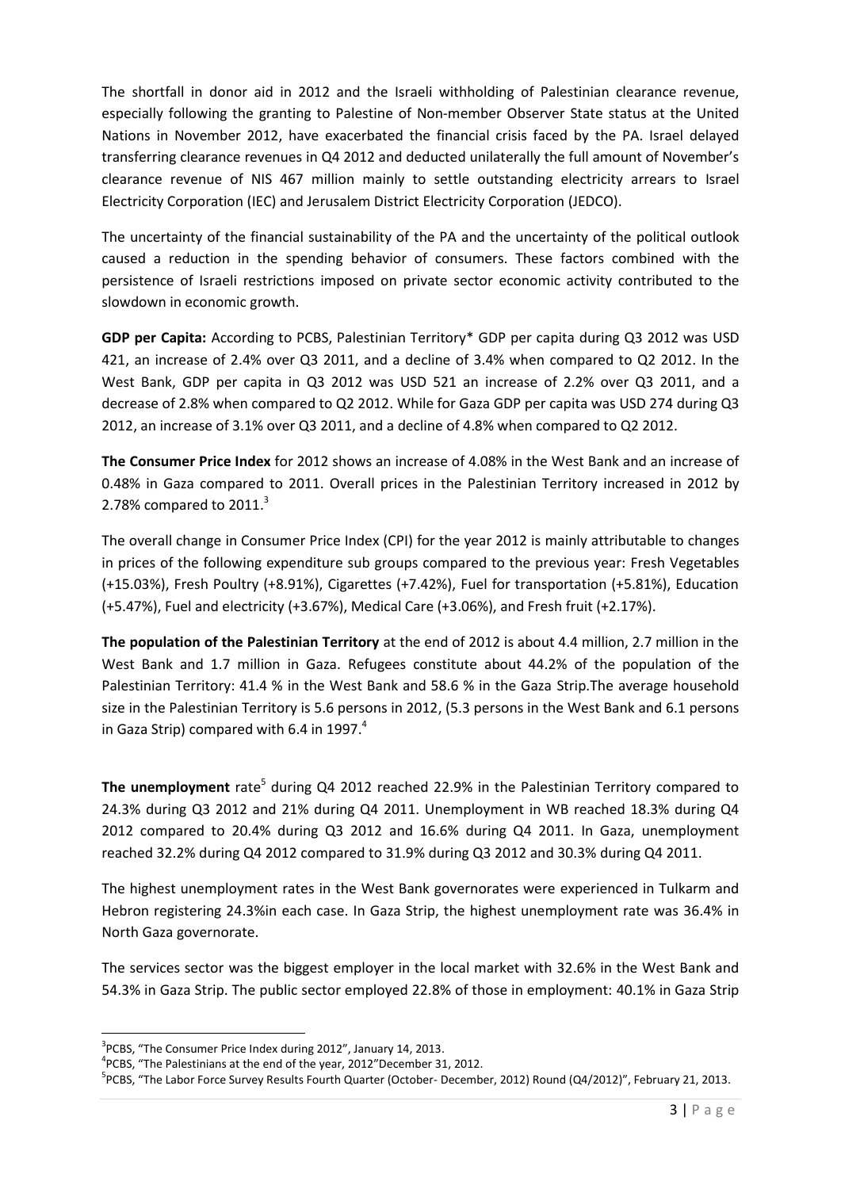The shortfall in donor aid in 2012 and the Israeli withholding of Palestinian clearance revenue, especially following the granting to Palestine of Non-member Observer State status at the United Nations in November 2012, have exacerbated the financial crisis faced by the PA. Israel delayed transferring clearance revenues in Q4 2012 and deducted unilaterally the full amount of November's clearance revenue of NIS 467 million mainly to settle outstanding electricity arrears to Israel Electricity Corporation (IEC) and Jerusalem District Electricity Corporation (JEDCO).

The uncertainty of the financial sustainability of the PA and the uncertainty of the political outlook caused a reduction in the spending behavior of consumers. These factors combined with the persistence of Israeli restrictions imposed on private sector economic activity contributed to the slowdown in economic growth.

**GDP per Capita:** According to PCBS, Palestinian Territory* GDP per capita during Q3 2012 was USD 421, an increase of 2.4% over Q3 2011, and a decline of 3.4% when compared to Q2 2012. In the West Bank, GDP per capita in Q3 2012 was USD 521 an increase of 2.2% over Q3 2011, and a decrease of 2.8% when compared to Q2 2012. While for Gaza GDP per capita was USD 274 during Q3 2012, an increase of 3.1% over Q3 2011, and a decline of 4.8% when compared to Q2 2012.

**The Consumer Price Index** for 2012 shows an increase of 4.08% in the West Bank and an increase of 0.48% in Gaza compared to 2011. Overall prices in the Palestinian Territory increased in 2012 by 2.78% compared to 2011.[3]

The overall change in Consumer Price Index (CPI) for the year 2012 is mainly attributable to changes in prices of the following expenditure sub groups compared to the previous year: Fresh Vegetables (+15.03%), Fresh Poultry (+8.91%), Cigarettes (+7.42%), Fuel for transportation (+5.81%), Education (+5.47%), Fuel and electricity (+3.67%), Medical Care (+3.06%), and Fresh fruit (+2.17%).

**The population of the Palestinian Territory** at the end of 2012 is about 4.4 million, 2.7 million in the West Bank and 1.7 million in Gaza. Refugees constitute about 44.2% of the population of the Palestinian Territory: 41.4 % in the West Bank and 58.6 % in the Gaza Strip.The average household size in the Palestinian Territory is 5.6 persons in 2012, (5.3 persons in the West Bank and 6.1 persons in Gaza Strip) compared with 6.4 in 1997.[4]

**The unemployment** rate[5] during Q4 2012 reached 22.9% in the Palestinian Territory compared to 24.3% during Q3 2012 and 21% during Q4 2011. Unemployment in WB reached 18.3% during Q4 2012 compared to 20.4% during Q3 2012 and 16.6% during Q4 2011. In Gaza, unemployment reached 32.2% during Q4 2012 compared to 31.9% during Q3 2012 and 30.3% during Q4 2011.

The highest unemployment rates in the West Bank governorates were experienced in Tulkarm and Hebron registering 24.3%in each case. In Gaza Strip, the highest unemployment rate was 36.4% in North Gaza governorate.

The services sector was the biggest employer in the local market with 32.6% in the West Bank and 54.3% in Gaza Strip. The public sector employed 22.8% of those in employment: 40.1% in Gaza Strip

---

[3] PCBS, "The Consumer Price Index during 2012", January 14, 2013.

[4] PCBS, "The Palestinians at the end of the year, 2012"December 31, 2012.

[5] PCBS, "The Labor Force Survey Results Fourth Quarter (October- December, 2012) Round (Q4/2012)", February 21, 2013.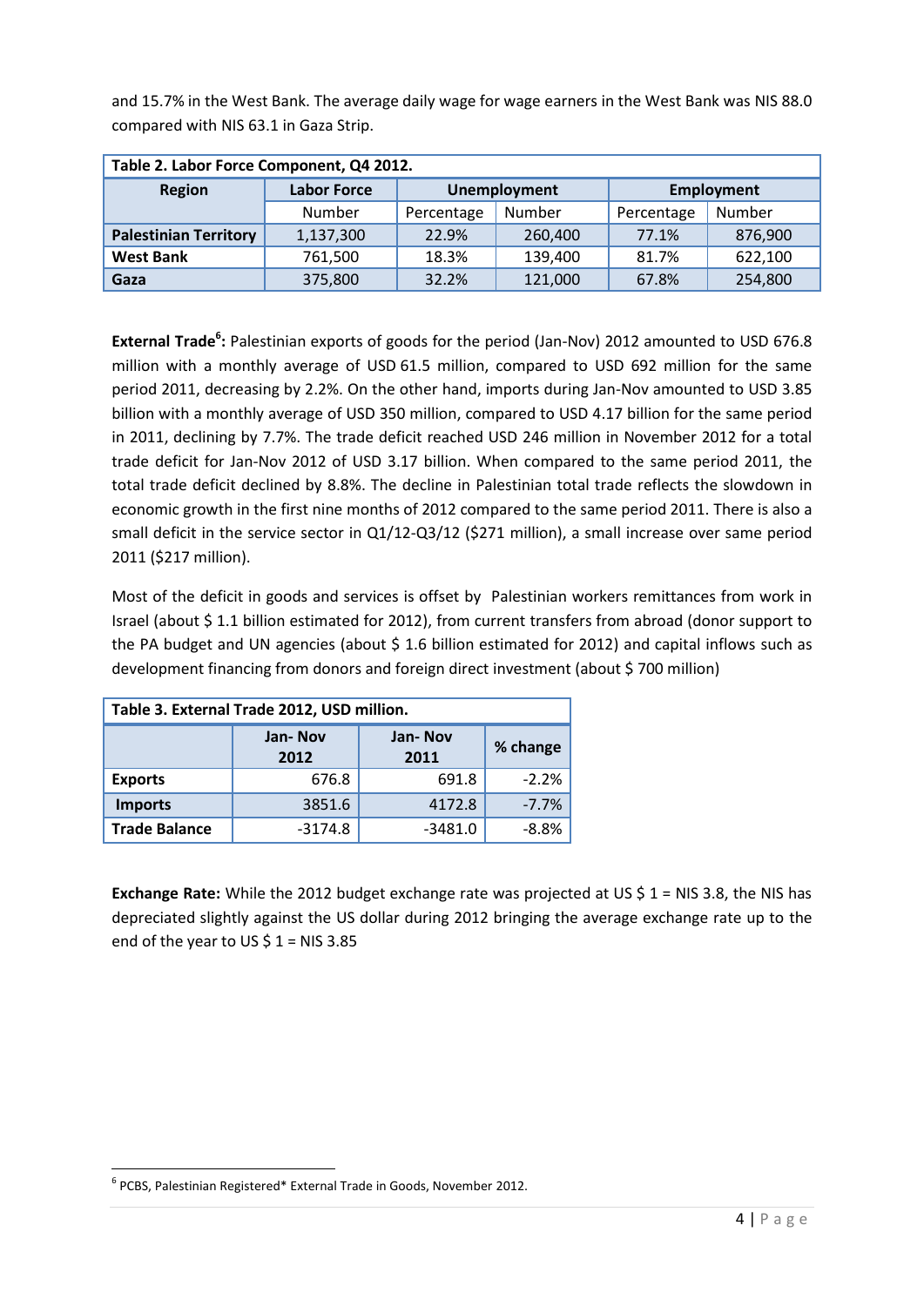and 15.7% in the West Bank. The average daily wage for wage earners in the West Bank was NIS 88.0 compared with NIS 63.1 in Gaza Strip.

| **Table 2. Labor Force Component, Q4 2012.** | | | | | |
|---|---|---|---|---|---|
| **Region** | **Labor Force** | **Unemployment** | | **Employment** | |
| | Number | Percentage | Number | Percentage | Number |
| **Palestinian Territory** | 1,137,300 | 22.9% | 260,400 | 77.1% | 876,900 |
| **West Bank** | 761,500 | 18.3% | 139,400 | 81.7% | 622,100 |
| **Gaza** | 375,800 | 32.2% | 121,000 | 67.8% | 254,800 |

**External Trade[6]:** Palestinian exports of goods for the period (Jan-Nov) 2012 amounted to USD 676.8 million with a monthly average of USD 61.5 million, compared to USD 692 million for the same period 2011, decreasing by 2.2%. On the other hand, imports during Jan-Nov amounted to USD 3.85 billion with a monthly average of USD 350 million, compared to USD 4.17 billion for the same period in 2011, declining by 7.7%. The trade deficit reached USD 246 million in November 2012 for a total trade deficit for Jan-Nov 2012 of USD 3.17 billion. When compared to the same period 2011, the total trade deficit declined by 8.8%. The decline in Palestinian total trade reflects the slowdown in economic growth in the first nine months of 2012 compared to the same period 2011. There is also a small deficit in the service sector in Q1/12-Q3/12 ($271 million), a small increase over same period 2011 ($217 million).

Most of the deficit in goods and services is offset by Palestinian workers remittances from work in Israel (about $ 1.1 billion estimated for 2012), from current transfers from abroad (donor support to the PA budget and UN agencies (about $ 1.6 billion estimated for 2012) and capital inflows such as development financing from donors and foreign direct investment (about $ 700 million)

| **Table 3. External Trade 2012, USD million.** | | | |
|---|---|---|---|
| | **Jan- Nov 2012** | **Jan- Nov 2011** | **% change** |
| **Exports** | 676.8 | 691.8 | -2.2% |
| **Imports** | 3851.6 | 4172.8 | -7.7% |
| **Trade Balance** | -3174.8 | -3481.0 | -8.8% |

**Exchange Rate:** While the 2012 budget exchange rate was projected at US $ 1 = NIS 3.8, the NIS has depreciated slightly against the US dollar during 2012 bringing the average exchange rate up to the end of the year to US $ 1 = NIS 3.85

---

[6] PCBS, Palestinian Registered* External Trade in Goods, November 2012.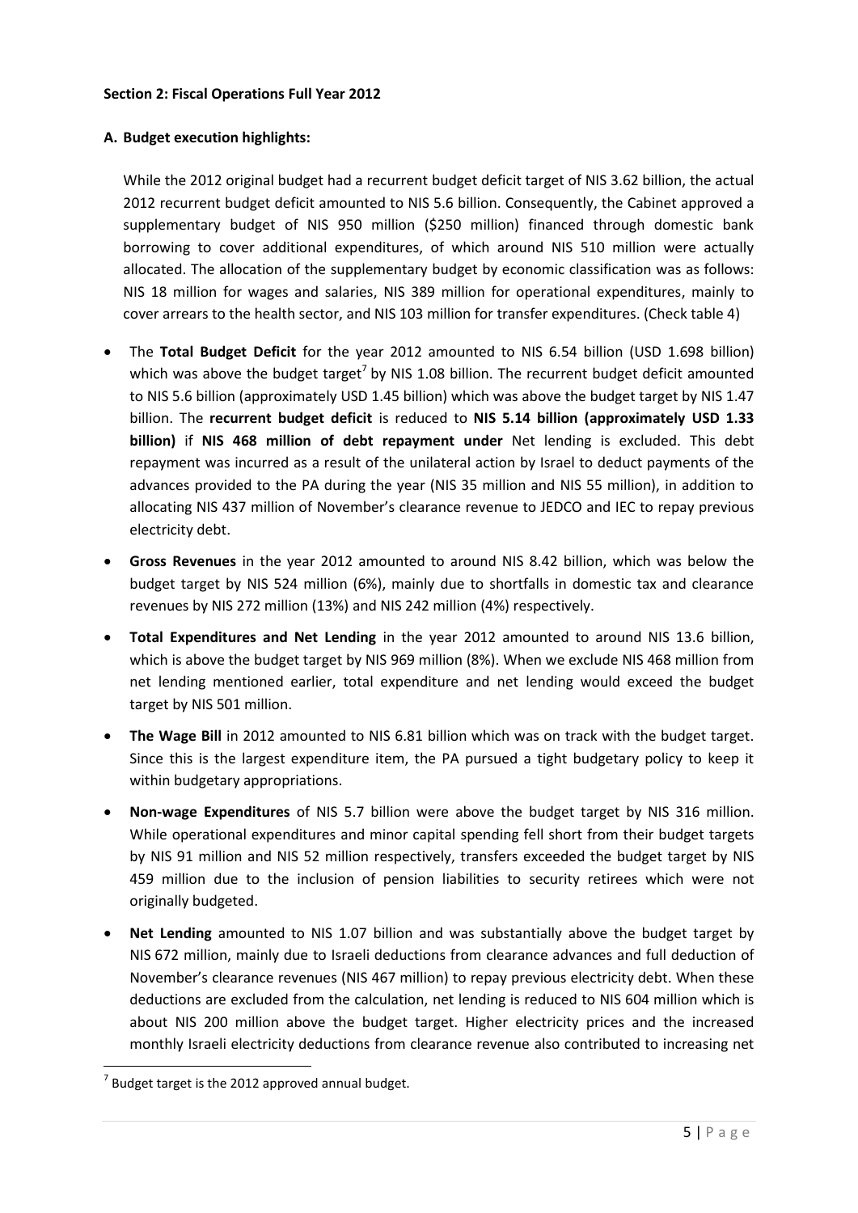**Section 2: Fiscal Operations Full Year 2012**

**A. Budget execution highlights:**

While the 2012 original budget had a recurrent budget deficit target of NIS 3.62 billion, the actual 2012 recurrent budget deficit amounted to NIS 5.6 billion. Consequently, the Cabinet approved a supplementary budget of NIS 950 million ($250 million) financed through domestic bank borrowing to cover additional expenditures, of which around NIS 510 million were actually allocated. The allocation of the supplementary budget by economic classification was as follows: NIS 18 million for wages and salaries, NIS 389 million for operational expenditures, mainly to cover arrears to the health sector, and NIS 103 million for transfer expenditures. (Check table 4)

- The **Total Budget Deficit** for the year 2012 amounted to NIS 6.54 billion (USD 1.698 billion) which was above the budget target[7] by NIS 1.08 billion. The recurrent budget deficit amounted to NIS 5.6 billion (approximately USD 1.45 billion) which was above the budget target by NIS 1.47 billion. The **recurrent budget deficit** is reduced to **NIS 5.14 billion (approximately USD 1.33 billion)** if **NIS 468 million of debt repayment under** Net lending is excluded. This debt repayment was incurred as a result of the unilateral action by Israel to deduct payments of the advances provided to the PA during the year (NIS 35 million and NIS 55 million), in addition to allocating NIS 437 million of November's clearance revenue to JEDCO and IEC to repay previous electricity debt.
- **Gross Revenues** in the year 2012 amounted to around NIS 8.42 billion, which was below the budget target by NIS 524 million (6%), mainly due to shortfalls in domestic tax and clearance revenues by NIS 272 million (13%) and NIS 242 million (4%) respectively.
- **Total Expenditures and Net Lending** in the year 2012 amounted to around NIS 13.6 billion, which is above the budget target by NIS 969 million (8%). When we exclude NIS 468 million from net lending mentioned earlier, total expenditure and net lending would exceed the budget target by NIS 501 million.
- **The Wage Bill** in 2012 amounted to NIS 6.81 billion which was on track with the budget target. Since this is the largest expenditure item, the PA pursued a tight budgetary policy to keep it within budgetary appropriations.
- **Non-wage Expenditures** of NIS 5.7 billion were above the budget target by NIS 316 million. While operational expenditures and minor capital spending fell short from their budget targets by NIS 91 million and NIS 52 million respectively, transfers exceeded the budget target by NIS 459 million due to the inclusion of pension liabilities to security retirees which were not originally budgeted.
- **Net Lending** amounted to NIS 1.07 billion and was substantially above the budget target by NIS 672 million, mainly due to Israeli deductions from clearance advances and full deduction of November's clearance revenues (NIS 467 million) to repay previous electricity debt. When these deductions are excluded from the calculation, net lending is reduced to NIS 604 million which is about NIS 200 million above the budget target. Higher electricity prices and the increased monthly Israeli electricity deductions from clearance revenue also contributed to increasing net

[7] Budget target is the 2012 approved annual budget.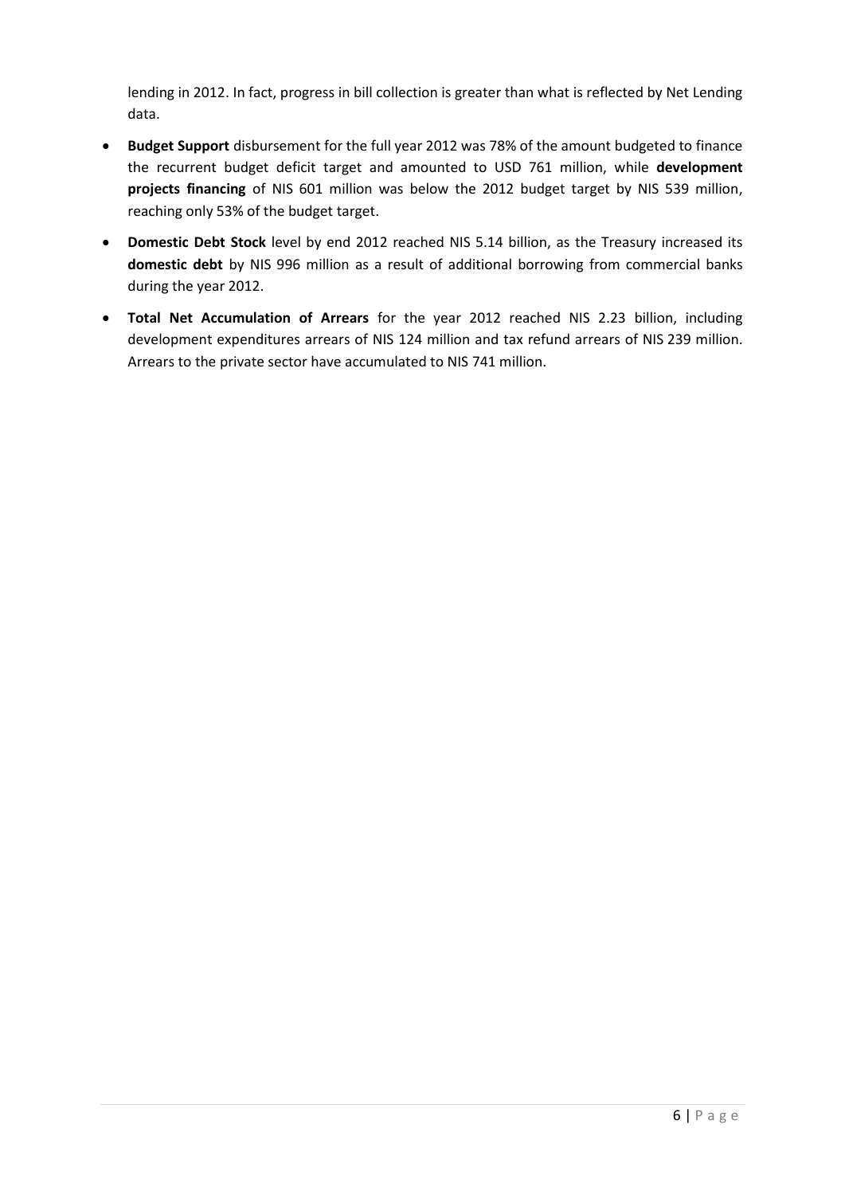lending in 2012. In fact, progress in bill collection is greater than what is reflected by Net Lending data.

- **Budget Support** disbursement for the full year 2012 was 78% of the amount budgeted to finance the recurrent budget deficit target and amounted to USD 761 million, while **development projects financing** of NIS 601 million was below the 2012 budget target by NIS 539 million, reaching only 53% of the budget target.
- **Domestic Debt Stock** level by end 2012 reached NIS 5.14 billion, as the Treasury increased its **domestic debt** by NIS 996 million as a result of additional borrowing from commercial banks during the year 2012.
- **Total Net Accumulation of Arrears** for the year 2012 reached NIS 2.23 billion, including development expenditures arrears of NIS 124 million and tax refund arrears of NIS 239 million. Arrears to the private sector have accumulated to NIS 741 million.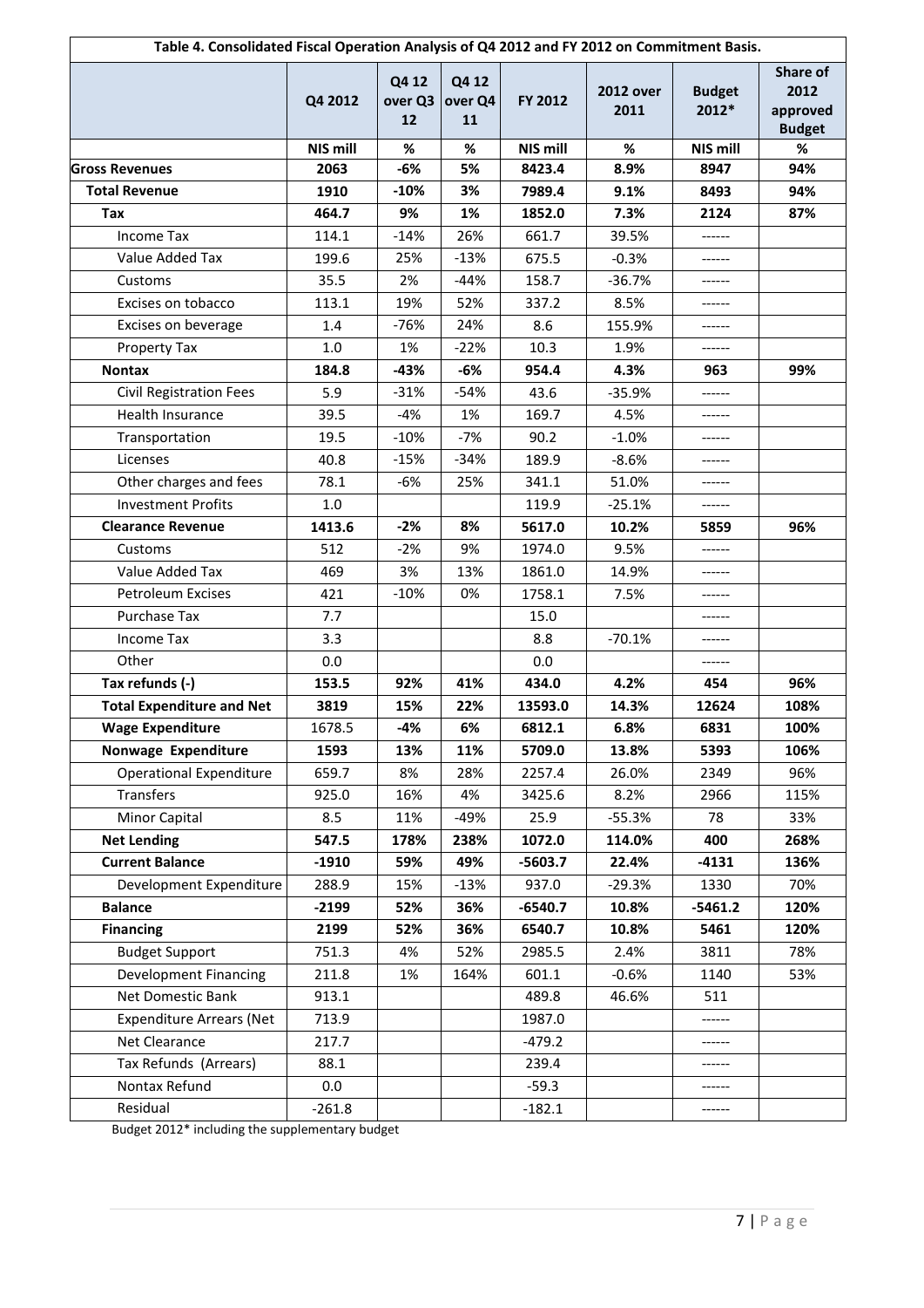**Table 4. Consolidated Fiscal Operation Analysis of Q4 2012 and FY 2012 on Commitment Basis.**

| | Q4 2012 | Q4 12 over Q3 12 | Q4 12 over Q4 11 | FY 2012 | 2012 over 2011 | Budget 2012* | Share of 2012 approved Budget |
|---|---|---|---|---|---|---|---|
| | NIS mill | % | % | NIS mill | % | NIS mill | % |
| **Gross Revenues** | **2063** | **-6%** | **5%** | **8423.4** | **8.9%** | **8947** | **94%** |
| **Total Revenue** | **1910** | **-10%** | **3%** | **7989.4** | **9.1%** | **8493** | **94%** |
| **Tax** | **464.7** | **9%** | **1%** | **1852.0** | **7.3%** | **2124** | **87%** |
| Income Tax | 114.1 | -14% | 26% | 661.7 | 39.5% | ------ | |
| Value Added Tax | 199.6 | 25% | -13% | 675.5 | -0.3% | ------ | |
| Customs | 35.5 | 2% | -44% | 158.7 | -36.7% | ------ | |
| Excises on tobacco | 113.1 | 19% | 52% | 337.2 | 8.5% | ------ | |
| Excises on beverage | 1.4 | -76% | 24% | 8.6 | 155.9% | ------ | |
| Property Tax | 1.0 | 1% | -22% | 10.3 | 1.9% | ------ | |
| **Nontax** | **184.8** | **-43%** | **-6%** | **954.4** | **4.3%** | **963** | **99%** |
| Civil Registration Fees | 5.9 | -31% | -54% | 43.6 | -35.9% | ------ | |
| Health Insurance | 39.5 | -4% | 1% | 169.7 | 4.5% | ------ | |
| Transportation | 19.5 | -10% | -7% | 90.2 | -1.0% | ------ | |
| Licenses | 40.8 | -15% | -34% | 189.9 | -8.6% | ------ | |
| Other charges and fees | 78.1 | -6% | 25% | 341.1 | 51.0% | ------ | |
| Investment Profits | 1.0 | | | 119.9 | -25.1% | ------ | |
| **Clearance Revenue** | **1413.6** | **-2%** | **8%** | **5617.0** | **10.2%** | **5859** | **96%** |
| Customs | 512 | -2% | 9% | 1974.0 | 9.5% | ------ | |
| Value Added Tax | 469 | 3% | 13% | 1861.0 | 14.9% | ------ | |
| Petroleum Excises | 421 | -10% | 0% | 1758.1 | 7.5% | ------ | |
| Purchase Tax | 7.7 | | | 15.0 | | ------ | |
| Income Tax | 3.3 | | | 8.8 | -70.1% | ------ | |
| Other | 0.0 | | | 0.0 | | ------ | |
| **Tax refunds (-)** | **153.5** | **92%** | **41%** | **434.0** | **4.2%** | **454** | **96%** |
| **Total Expenditure and Net** | **3819** | **15%** | **22%** | **13593.0** | **14.3%** | **12624** | **108%** |
| **Wage Expenditure** | 1678.5 | **-4%** | **6%** | **6812.1** | **6.8%** | **6831** | **100%** |
| **Nonwage Expenditure** | **1593** | **13%** | **11%** | **5709.0** | **13.8%** | **5393** | **106%** |
| Operational Expenditure | 659.7 | 8% | 28% | 2257.4 | 26.0% | 2349 | 96% |
| Transfers | 925.0 | 16% | 4% | 3425.6 | 8.2% | 2966 | 115% |
| Minor Capital | 8.5 | 11% | -49% | 25.9 | -55.3% | 78 | 33% |
| **Net Lending** | **547.5** | **178%** | **238%** | **1072.0** | **114.0%** | **400** | **268%** |
| **Current Balance** | **-1910** | **59%** | **49%** | **-5603.7** | **22.4%** | **-4131** | **136%** |
| Development Expenditure | 288.9 | 15% | -13% | 937.0 | -29.3% | 1330 | 70% |
| **Balance** | **-2199** | **52%** | **36%** | **-6540.7** | **10.8%** | **-5461.2** | **120%** |
| **Financing** | **2199** | **52%** | **36%** | **6540.7** | **10.8%** | **5461** | **120%** |
| Budget Support | 751.3 | 4% | 52% | 2985.5 | 2.4% | 3811 | 78% |
| Development Financing | 211.8 | 1% | 164% | 601.1 | -0.6% | 1140 | 53% |
| Net Domestic Bank | 913.1 | | | 489.8 | 46.6% | 511 | |
| Expenditure Arrears (Net | 713.9 | | | 1987.0 | | ------ | |
| Net Clearance | 217.7 | | | -479.2 | | ------ | |
| Tax Refunds (Arrears) | 88.1 | | | 239.4 | | ------ | |
| Nontax Refund | 0.0 | | | -59.3 | | ------ | |
| Residual | -261.8 | | | -182.1 | | ------ | |

Budget 2012* including the supplementary budget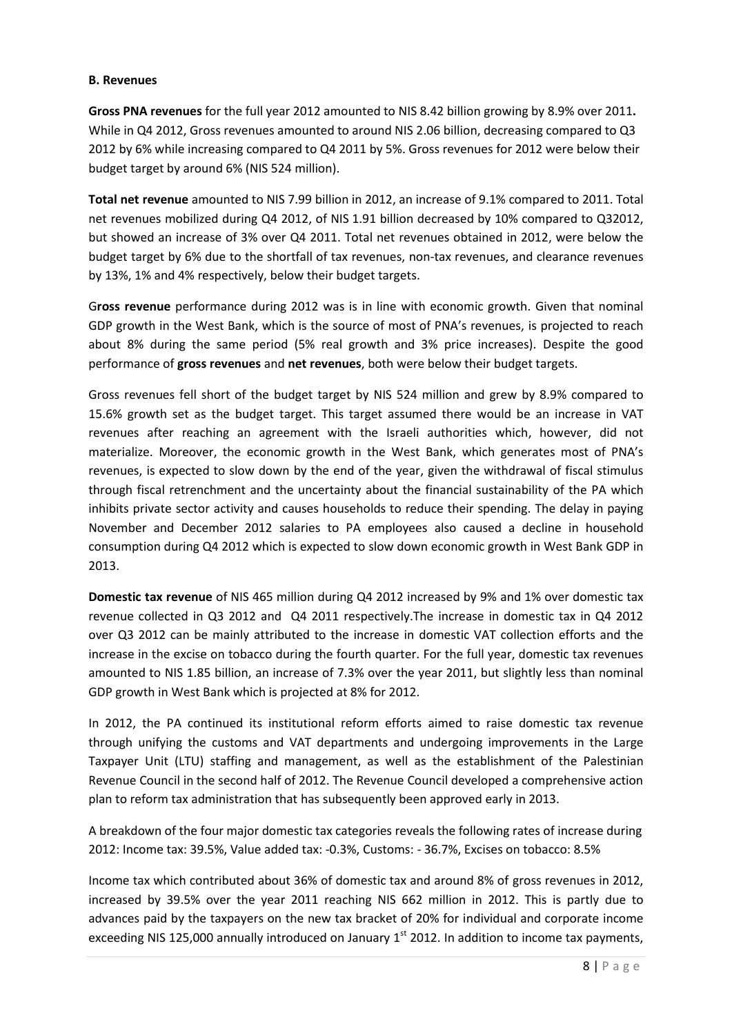**B. Revenues**

**Gross PNA revenues** for the full year 2012 amounted to NIS 8.42 billion growing by 8.9% over 2011**.** While in Q4 2012, Gross revenues amounted to around NIS 2.06 billion, decreasing compared to Q3 2012 by 6% while increasing compared to Q4 2011 by 5%. Gross revenues for 2012 were below their budget target by around 6% (NIS 524 million).

**Total net revenue** amounted to NIS 7.99 billion in 2012, an increase of 9.1% compared to 2011. Total net revenues mobilized during Q4 2012, of NIS 1.91 billion decreased by 10% compared to Q32012, but showed an increase of 3% over Q4 2011. Total net revenues obtained in 2012, were below the budget target by 6% due to the shortfall of tax revenues, non-tax revenues, and clearance revenues by 13%, 1% and 4% respectively, below their budget targets.

G**ross revenue** performance during 2012 was is in line with economic growth. Given that nominal GDP growth in the West Bank, which is the source of most of PNA's revenues, is projected to reach about 8% during the same period (5% real growth and 3% price increases). Despite the good performance of **gross revenues** and **net revenues**, both were below their budget targets.

Gross revenues fell short of the budget target by NIS 524 million and grew by 8.9% compared to 15.6% growth set as the budget target. This target assumed there would be an increase in VAT revenues after reaching an agreement with the Israeli authorities which, however, did not materialize. Moreover, the economic growth in the West Bank, which generates most of PNA's revenues, is expected to slow down by the end of the year, given the withdrawal of fiscal stimulus through fiscal retrenchment and the uncertainty about the financial sustainability of the PA which inhibits private sector activity and causes households to reduce their spending. The delay in paying November and December 2012 salaries to PA employees also caused a decline in household consumption during Q4 2012 which is expected to slow down economic growth in West Bank GDP in 2013.

**Domestic tax revenue** of NIS 465 million during Q4 2012 increased by 9% and 1% over domestic tax revenue collected in Q3 2012 and Q4 2011 respectively.The increase in domestic tax in Q4 2012 over Q3 2012 can be mainly attributed to the increase in domestic VAT collection efforts and the increase in the excise on tobacco during the fourth quarter. For the full year, domestic tax revenues amounted to NIS 1.85 billion, an increase of 7.3% over the year 2011, but slightly less than nominal GDP growth in West Bank which is projected at 8% for 2012.

In 2012, the PA continued its institutional reform efforts aimed to raise domestic tax revenue through unifying the customs and VAT departments and undergoing improvements in the Large Taxpayer Unit (LTU) staffing and management, as well as the establishment of the Palestinian Revenue Council in the second half of 2012. The Revenue Council developed a comprehensive action plan to reform tax administration that has subsequently been approved early in 2013.

A breakdown of the four major domestic tax categories reveals the following rates of increase during 2012: Income tax: 39.5%, Value added tax: -0.3%, Customs: - 36.7%, Excises on tobacco: 8.5%

Income tax which contributed about 36% of domestic tax and around 8% of gross revenues in 2012, increased by 39.5% over the year 2011 reaching NIS 662 million in 2012. This is partly due to advances paid by the taxpayers on the new tax bracket of 20% for individual and corporate income exceeding NIS 125,000 annually introduced on January 1st 2012. In addition to income tax payments,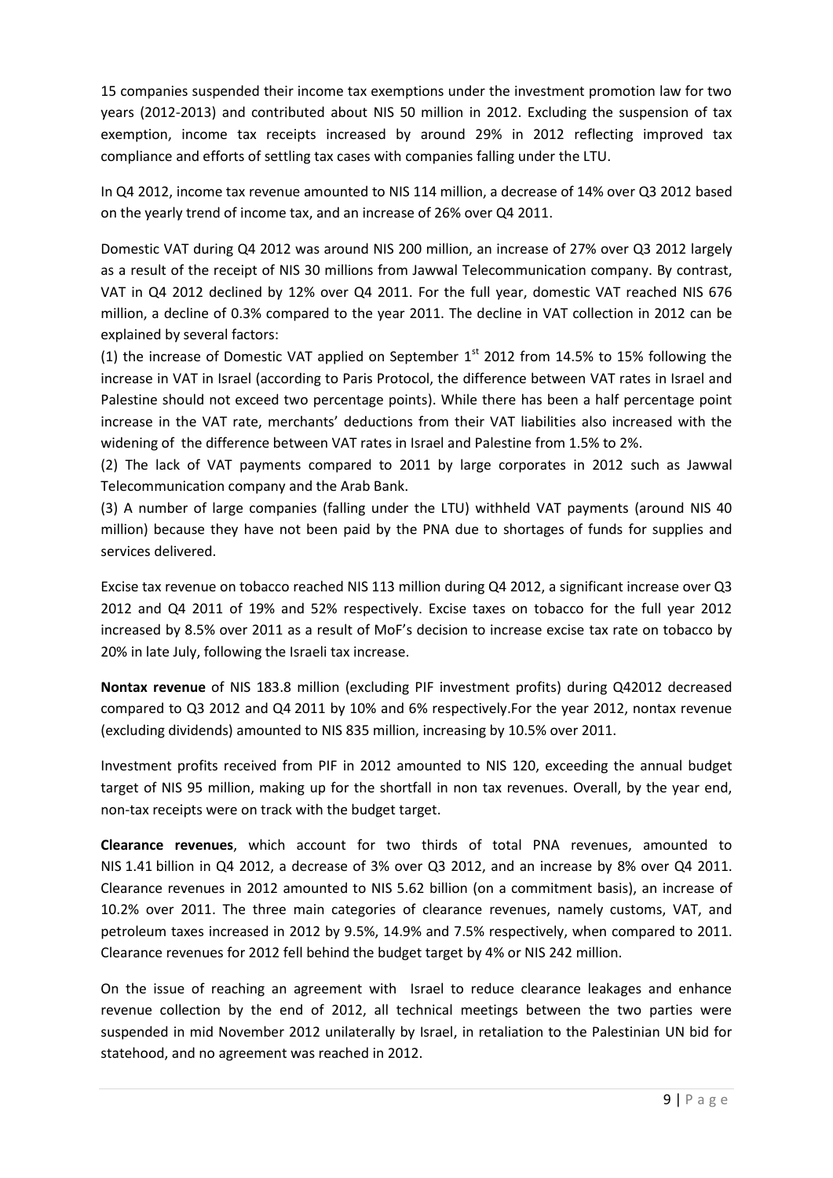15 companies suspended their income tax exemptions under the investment promotion law for two years (2012-2013) and contributed about NIS 50 million in 2012. Excluding the suspension of tax exemption, income tax receipts increased by around 29% in 2012 reflecting improved tax compliance and efforts of settling tax cases with companies falling under the LTU.

In Q4 2012, income tax revenue amounted to NIS 114 million, a decrease of 14% over Q3 2012 based on the yearly trend of income tax, and an increase of 26% over Q4 2011.

Domestic VAT during Q4 2012 was around NIS 200 million, an increase of 27% over Q3 2012 largely as a result of the receipt of NIS 30 millions from Jawwal Telecommunication company. By contrast, VAT in Q4 2012 declined by 12% over Q4 2011. For the full year, domestic VAT reached NIS 676 million, a decline of 0.3% compared to the year 2011. The decline in VAT collection in 2012 can be explained by several factors:

(1) the increase of Domestic VAT applied on September 1st 2012 from 14.5% to 15% following the increase in VAT in Israel (according to Paris Protocol, the difference between VAT rates in Israel and Palestine should not exceed two percentage points). While there has been a half percentage point increase in the VAT rate, merchants' deductions from their VAT liabilities also increased with the widening of the difference between VAT rates in Israel and Palestine from 1.5% to 2%.

(2) The lack of VAT payments compared to 2011 by large corporates in 2012 such as Jawwal Telecommunication company and the Arab Bank.

(3) A number of large companies (falling under the LTU) withheld VAT payments (around NIS 40 million) because they have not been paid by the PNA due to shortages of funds for supplies and services delivered.

Excise tax revenue on tobacco reached NIS 113 million during Q4 2012, a significant increase over Q3 2012 and Q4 2011 of 19% and 52% respectively. Excise taxes on tobacco for the full year 2012 increased by 8.5% over 2011 as a result of MoF's decision to increase excise tax rate on tobacco by 20% in late July, following the Israeli tax increase.

**Nontax revenue** of NIS 183.8 million (excluding PIF investment profits) during Q42012 decreased compared to Q3 2012 and Q4 2011 by 10% and 6% respectively.For the year 2012, nontax revenue (excluding dividends) amounted to NIS 835 million, increasing by 10.5% over 2011.

Investment profits received from PIF in 2012 amounted to NIS 120, exceeding the annual budget target of NIS 95 million, making up for the shortfall in non tax revenues. Overall, by the year end, non-tax receipts were on track with the budget target.

**Clearance revenues**, which account for two thirds of total PNA revenues, amounted to NIS 1.41 billion in Q4 2012, a decrease of 3% over Q3 2012, and an increase by 8% over Q4 2011. Clearance revenues in 2012 amounted to NIS 5.62 billion (on a commitment basis), an increase of 10.2% over 2011. The three main categories of clearance revenues, namely customs, VAT, and petroleum taxes increased in 2012 by 9.5%, 14.9% and 7.5% respectively, when compared to 2011. Clearance revenues for 2012 fell behind the budget target by 4% or NIS 242 million.

On the issue of reaching an agreement with Israel to reduce clearance leakages and enhance revenue collection by the end of 2012, all technical meetings between the two parties were suspended in mid November 2012 unilaterally by Israel, in retaliation to the Palestinian UN bid for statehood, and no agreement was reached in 2012.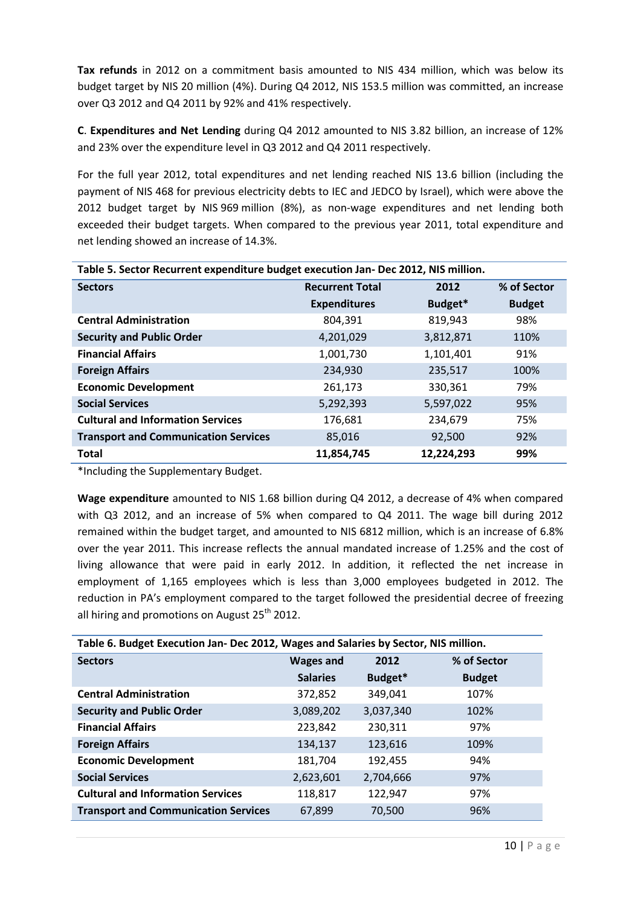**Tax refunds** in 2012 on a commitment basis amounted to NIS 434 million, which was below its budget target by NIS 20 million (4%). During Q4 2012, NIS 153.5 million was committed, an increase over Q3 2012 and Q4 2011 by 92% and 41% respectively.

**C**. **Expenditures and Net Lending** during Q4 2012 amounted to NIS 3.82 billion, an increase of 12% and 23% over the expenditure level in Q3 2012 and Q4 2011 respectively.

For the full year 2012, total expenditures and net lending reached NIS 13.6 billion (including the payment of NIS 468 for previous electricity debts to IEC and JEDCO by Israel), which were above the 2012 budget target by NIS 969 million (8%), as non-wage expenditures and net lending both exceeded their budget targets. When compared to the previous year 2011, total expenditure and net lending showed an increase of 14.3%.

**Table 5. Sector Recurrent expenditure budget execution Jan- Dec 2012, NIS million.**

| Sectors | Recurrent Total Expenditures | 2012 Budget* | % of Sector Budget |
|---|---|---|---|
| **Central Administration** | 804,391 | 819,943 | 98% |
| **Security and Public Order** | 4,201,029 | 3,812,871 | 110% |
| **Financial Affairs** | 1,001,730 | 1,101,401 | 91% |
| **Foreign Affairs** | 234,930 | 235,517 | 100% |
| **Economic Development** | 261,173 | 330,361 | 79% |
| **Social Services** | 5,292,393 | 5,597,022 | 95% |
| **Cultural and Information Services** | 176,681 | 234,679 | 75% |
| **Transport and Communication Services** | 85,016 | 92,500 | 92% |
| **Total** | **11,854,745** | **12,224,293** | **99%** |

*Including the Supplementary Budget.

**Wage expenditure** amounted to NIS 1.68 billion during Q4 2012, a decrease of 4% when compared with Q3 2012, and an increase of 5% when compared to Q4 2011. The wage bill during 2012 remained within the budget target, and amounted to NIS 6812 million, which is an increase of 6.8% over the year 2011. This increase reflects the annual mandated increase of 1.25% and the cost of living allowance that were paid in early 2012. In addition, it reflected the net increase in employment of 1,165 employees which is less than 3,000 employees budgeted in 2012. The reduction in PA's employment compared to the target followed the presidential decree of freezing all hiring and promotions on August 25th 2012.

**Table 6. Budget Execution Jan- Dec 2012, Wages and Salaries by Sector, NIS million.**

| Sectors | Wages and Salaries | 2012 Budget* | % of Sector Budget |
|---|---|---|---|
| **Central Administration** | 372,852 | 349,041 | 107% |
| **Security and Public Order** | 3,089,202 | 3,037,340 | 102% |
| **Financial Affairs** | 223,842 | 230,311 | 97% |
| **Foreign Affairs** | 134,137 | 123,616 | 109% |
| **Economic Development** | 181,704 | 192,455 | 94% |
| **Social Services** | 2,623,601 | 2,704,666 | 97% |
| **Cultural and Information Services** | 118,817 | 122,947 | 97% |
| **Transport and Communication Services** | 67,899 | 70,500 | 96% |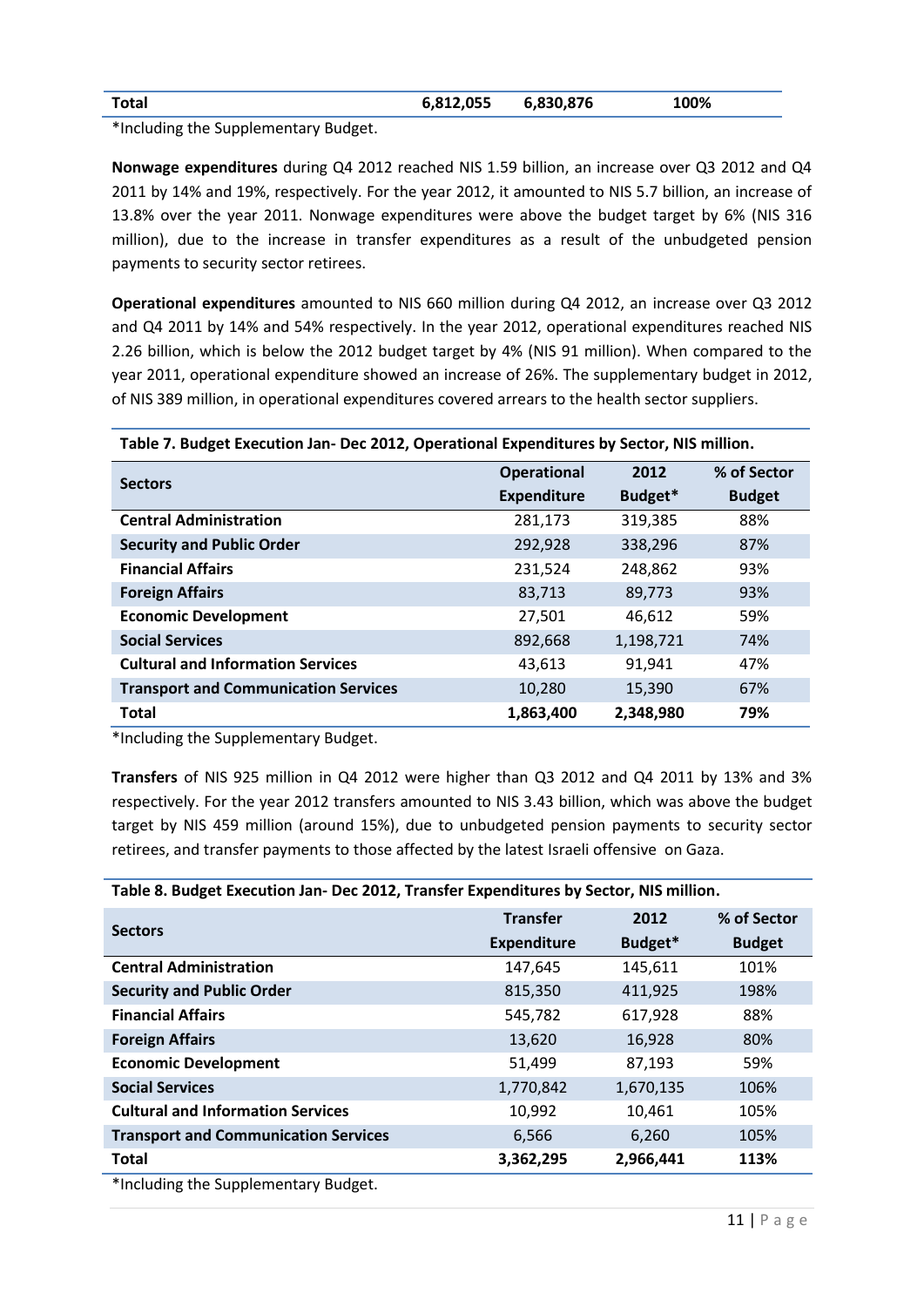| Total | 6,812,055 | 6,830,876 | 100% |
|---|---|---|---|

*Including the Supplementary Budget.

**Nonwage expenditures** during Q4 2012 reached NIS 1.59 billion, an increase over Q3 2012 and Q4 2011 by 14% and 19%, respectively. For the year 2012, it amounted to NIS 5.7 billion, an increase of 13.8% over the year 2011. Nonwage expenditures were above the budget target by 6% (NIS 316 million), due to the increase in transfer expenditures as a result of the unbudgeted pension payments to security sector retirees.

**Operational expenditures** amounted to NIS 660 million during Q4 2012, an increase over Q3 2012 and Q4 2011 by 14% and 54% respectively. In the year 2012, operational expenditures reached NIS 2.26 billion, which is below the 2012 budget target by 4% (NIS 91 million). When compared to the year 2011, operational expenditure showed an increase of 26%. The supplementary budget in 2012, of NIS 389 million, in operational expenditures covered arrears to the health sector suppliers.

**Table 7. Budget Execution Jan- Dec 2012, Operational Expenditures by Sector, NIS million.**

| Sectors | Operational Expenditure | 2012 Budget* | % of Sector Budget |
|---|---|---|---|
| **Central Administration** | 281,173 | 319,385 | 88% |
| **Security and Public Order** | 292,928 | 338,296 | 87% |
| **Financial Affairs** | 231,524 | 248,862 | 93% |
| **Foreign Affairs** | 83,713 | 89,773 | 93% |
| **Economic Development** | 27,501 | 46,612 | 59% |
| **Social Services** | 892,668 | 1,198,721 | 74% |
| **Cultural and Information Services** | 43,613 | 91,941 | 47% |
| **Transport and Communication Services** | 10,280 | 15,390 | 67% |
| **Total** | **1,863,400** | **2,348,980** | **79%** |

*Including the Supplementary Budget.

**Transfers** of NIS 925 million in Q4 2012 were higher than Q3 2012 and Q4 2011 by 13% and 3% respectively. For the year 2012 transfers amounted to NIS 3.43 billion, which was above the budget target by NIS 459 million (around 15%), due to unbudgeted pension payments to security sector retirees, and transfer payments to those affected by the latest Israeli offensive on Gaza.

**Table 8. Budget Execution Jan- Dec 2012, Transfer Expenditures by Sector, NIS million.**

| Sectors | Transfer Expenditure | 2012 Budget* | % of Sector Budget |
|---|---|---|---|
| **Central Administration** | 147,645 | 145,611 | 101% |
| **Security and Public Order** | 815,350 | 411,925 | 198% |
| **Financial Affairs** | 545,782 | 617,928 | 88% |
| **Foreign Affairs** | 13,620 | 16,928 | 80% |
| **Economic Development** | 51,499 | 87,193 | 59% |
| **Social Services** | 1,770,842 | 1,670,135 | 106% |
| **Cultural and Information Services** | 10,992 | 10,461 | 105% |
| **Transport and Communication Services** | 6,566 | 6,260 | 105% |
| **Total** | **3,362,295** | **2,966,441** | **113%** |

*Including the Supplementary Budget.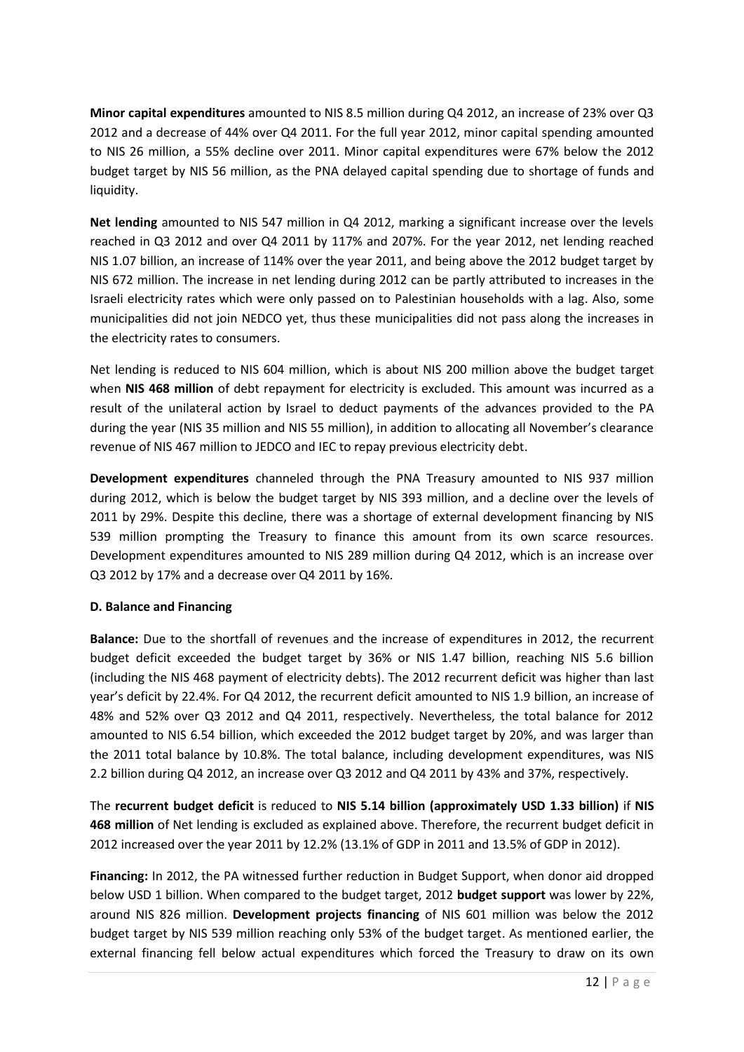**Minor capital expenditures** amounted to NIS 8.5 million during Q4 2012, an increase of 23% over Q3 2012 and a decrease of 44% over Q4 2011. For the full year 2012, minor capital spending amounted to NIS 26 million, a 55% decline over 2011. Minor capital expenditures were 67% below the 2012 budget target by NIS 56 million, as the PNA delayed capital spending due to shortage of funds and liquidity.

**Net lending** amounted to NIS 547 million in Q4 2012, marking a significant increase over the levels reached in Q3 2012 and over Q4 2011 by 117% and 207%. For the year 2012, net lending reached NIS 1.07 billion, an increase of 114% over the year 2011, and being above the 2012 budget target by NIS 672 million. The increase in net lending during 2012 can be partly attributed to increases in the Israeli electricity rates which were only passed on to Palestinian households with a lag. Also, some municipalities did not join NEDCO yet, thus these municipalities did not pass along the increases in the electricity rates to consumers.

Net lending is reduced to NIS 604 million, which is about NIS 200 million above the budget target when **NIS 468 million** of debt repayment for electricity is excluded. This amount was incurred as a result of the unilateral action by Israel to deduct payments of the advances provided to the PA during the year (NIS 35 million and NIS 55 million), in addition to allocating all November's clearance revenue of NIS 467 million to JEDCO and IEC to repay previous electricity debt.

**Development expenditures** channeled through the PNA Treasury amounted to NIS 937 million during 2012, which is below the budget target by NIS 393 million, and a decline over the levels of 2011 by 29%. Despite this decline, there was a shortage of external development financing by NIS 539 million prompting the Treasury to finance this amount from its own scarce resources. Development expenditures amounted to NIS 289 million during Q4 2012, which is an increase over Q3 2012 by 17% and a decrease over Q4 2011 by 16%.

**D. Balance and Financing**

**Balance:** Due to the shortfall of revenues and the increase of expenditures in 2012, the recurrent budget deficit exceeded the budget target by 36% or NIS 1.47 billion, reaching NIS 5.6 billion (including the NIS 468 payment of electricity debts). The 2012 recurrent deficit was higher than last year's deficit by 22.4%. For Q4 2012, the recurrent deficit amounted to NIS 1.9 billion, an increase of 48% and 52% over Q3 2012 and Q4 2011, respectively. Nevertheless, the total balance for 2012 amounted to NIS 6.54 billion, which exceeded the 2012 budget target by 20%, and was larger than the 2011 total balance by 10.8%. The total balance, including development expenditures, was NIS 2.2 billion during Q4 2012, an increase over Q3 2012 and Q4 2011 by 43% and 37%, respectively.

The **recurrent budget deficit** is reduced to **NIS 5.14 billion (approximately USD 1.33 billion)** if **NIS 468 million** of Net lending is excluded as explained above. Therefore, the recurrent budget deficit in 2012 increased over the year 2011 by 12.2% (13.1% of GDP in 2011 and 13.5% of GDP in 2012).

**Financing:** In 2012, the PA witnessed further reduction in Budget Support, when donor aid dropped below USD 1 billion. When compared to the budget target, 2012 **budget support** was lower by 22%, around NIS 826 million. **Development projects financing** of NIS 601 million was below the 2012 budget target by NIS 539 million reaching only 53% of the budget target. As mentioned earlier, the external financing fell below actual expenditures which forced the Treasury to draw on its own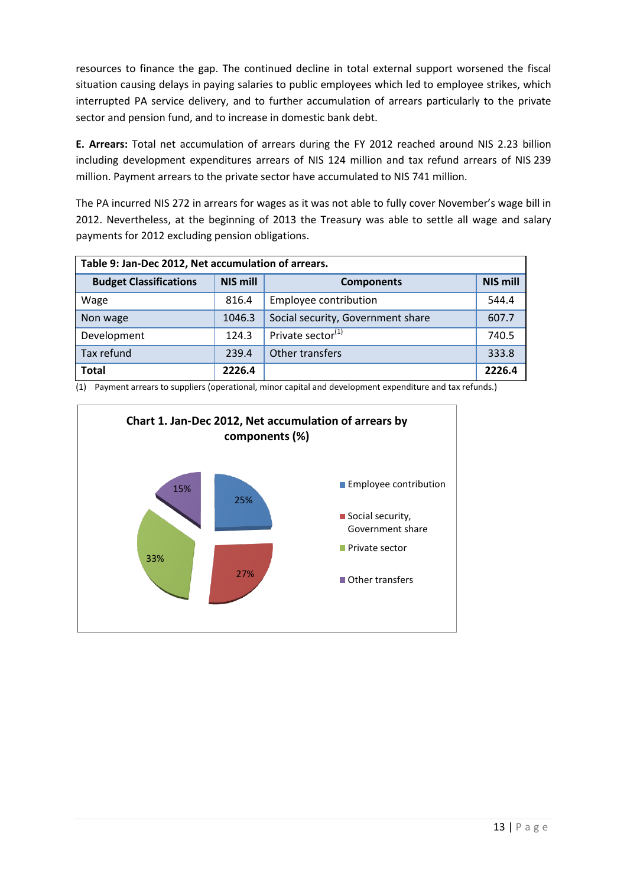resources to finance the gap. The continued decline in total external support worsened the fiscal situation causing delays in paying salaries to public employees which led to employee strikes, which interrupted PA service delivery, and to further accumulation of arrears particularly to the private sector and pension fund, and to increase in domestic bank debt.

**E. Arrears:** Total net accumulation of arrears during the FY 2012 reached around NIS 2.23 billion including development expenditures arrears of NIS 124 million and tax refund arrears of NIS 239 million. Payment arrears to the private sector have accumulated to NIS 741 million.

The PA incurred NIS 272 in arrears for wages as it was not able to fully cover November's wage bill in 2012. Nevertheless, at the beginning of 2013 the Treasury was able to settle all wage and salary payments for 2012 excluding pension obligations.

**Table 9: Jan-Dec 2012, Net accumulation of arrears.**

| Budget Classifications | NIS mill | Components | NIS mill |
|---|---|---|---|
| Wage | 816.4 | Employee contribution | 544.4 |
| Non wage | 1046.3 | Social security, Government share | 607.7 |
| Development | 124.3 | Private sector[1] | 740.5 |
| Tax refund | 239.4 | Other transfers | 333.8 |
| **Total** | **2226.4** | | **2226.4** |

(1) Payment arrears to suppliers (operational, minor capital and development expenditure and tax refunds.)

**Chart 1. Jan-Dec 2012, Net accumulation of arrears by components (%)**

15%
25%
33%
27%

Employee contribution
Social security, Government share
Private sector
Other transfers